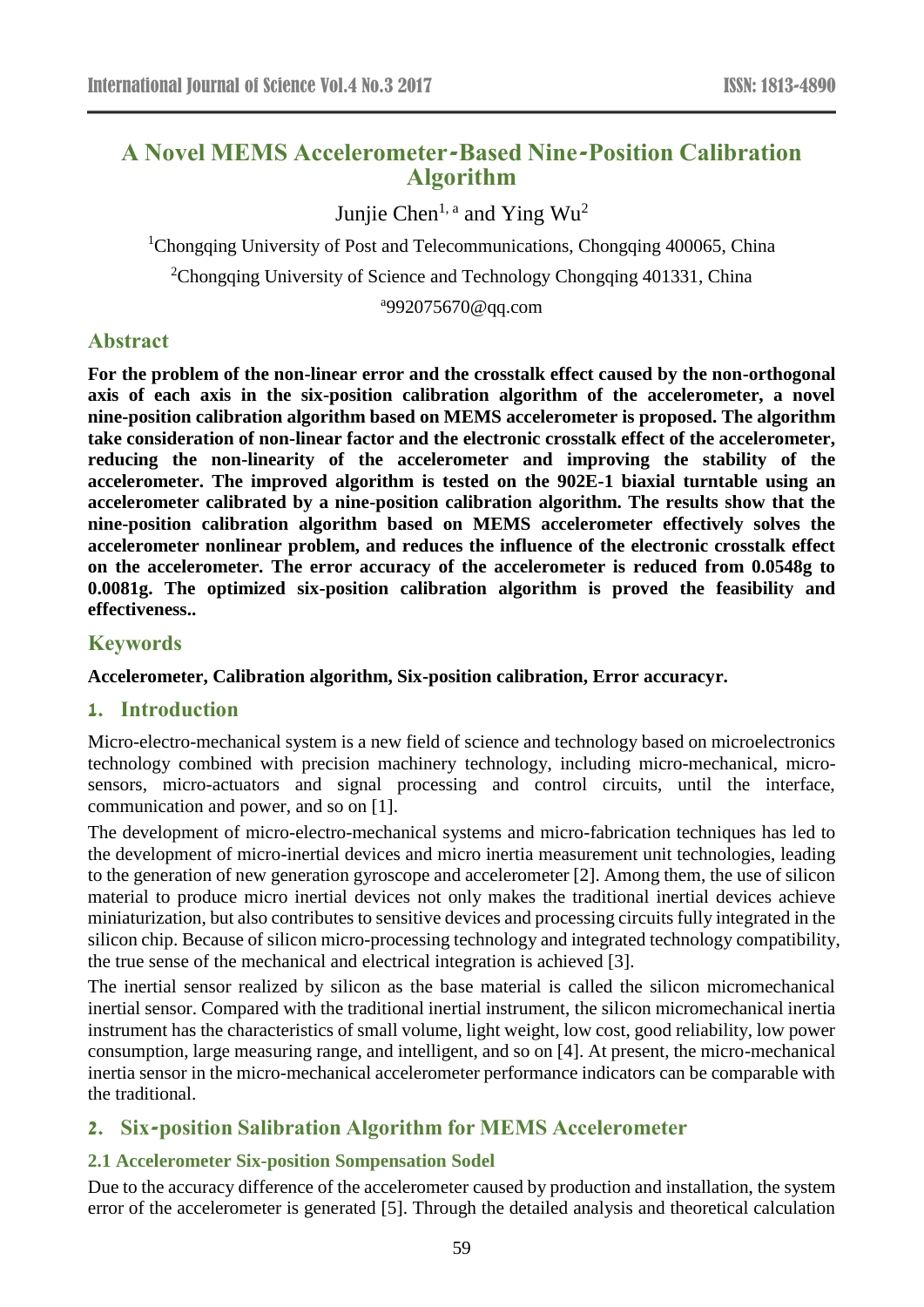# A Novel MEMS Accelerometer-Based Nine-Position Calibration Algorithm

Junjie Chen[1, a] and Ying Wu[2]

[1]Chongqing University of Post and Telecommunications, Chongqing 400065, China

[2]Chongqing University of Science and Technology Chongqing 401331, China

[a]992075670@qq.com

## Abstract

**For the problem of the non-linear error and the crosstalk effect caused by the non-orthogonal axis of each axis in the six-position calibration algorithm of the accelerometer, a novel nine-position calibration algorithm based on MEMS accelerometer is proposed. The algorithm take consideration of non-linear factor and the electronic crosstalk effect of the accelerometer, reducing the non-linearity of the accelerometer and improving the stability of the accelerometer. The improved algorithm is tested on the 902E-1 biaxial turntable using an accelerometer calibrated by a nine-position calibration algorithm. The results show that the nine-position calibration algorithm based on MEMS accelerometer effectively solves the accelerometer nonlinear problem, and reduces the influence of the electronic crosstalk effect on the accelerometer. The error accuracy of the accelerometer is reduced from 0.0548g to 0.0081g. The optimized six-position calibration algorithm is proved the feasibility and effectiveness..**

## Keywords

**Accelerometer, Calibration algorithm, Six-position calibration, Error accuracyr.**

## 1. Introduction

Micro-electro-mechanical system is a new field of science and technology based on microelectronics technology combined with precision machinery technology, including micro-mechanical, micro-sensors, micro-actuators and signal processing and control circuits, until the interface, communication and power, and so on [1].

The development of micro-electro-mechanical systems and micro-fabrication techniques has led to the development of micro-inertial devices and micro inertia measurement unit technologies, leading to the generation of new generation gyroscope and accelerometer [2]. Among them, the use of silicon material to produce micro inertial devices not only makes the traditional inertial devices achieve miniaturization, but also contributes to sensitive devices and processing circuits fully integrated in the silicon chip. Because of silicon micro-processing technology and integrated technology compatibility, the true sense of the mechanical and electrical integration is achieved [3].

The inertial sensor realized by silicon as the base material is called the silicon micromechanical inertial sensor. Compared with the traditional inertial instrument, the silicon micromechanical inertia instrument has the characteristics of small volume, light weight, low cost, good reliability, low power consumption, large measuring range, and intelligent, and so on [4]. At present, the micro-mechanical inertia sensor in the micro-mechanical accelerometer performance indicators can be comparable with the traditional.

## 2. Six-position Salibration Algorithm for MEMS Accelerometer

### 2.1 Accelerometer Six-position Sompensation Sodel

Due to the accuracy difference of the accelerometer caused by production and installation, the system error of the accelerometer is generated [5]. Through the detailed analysis and theoretical calculation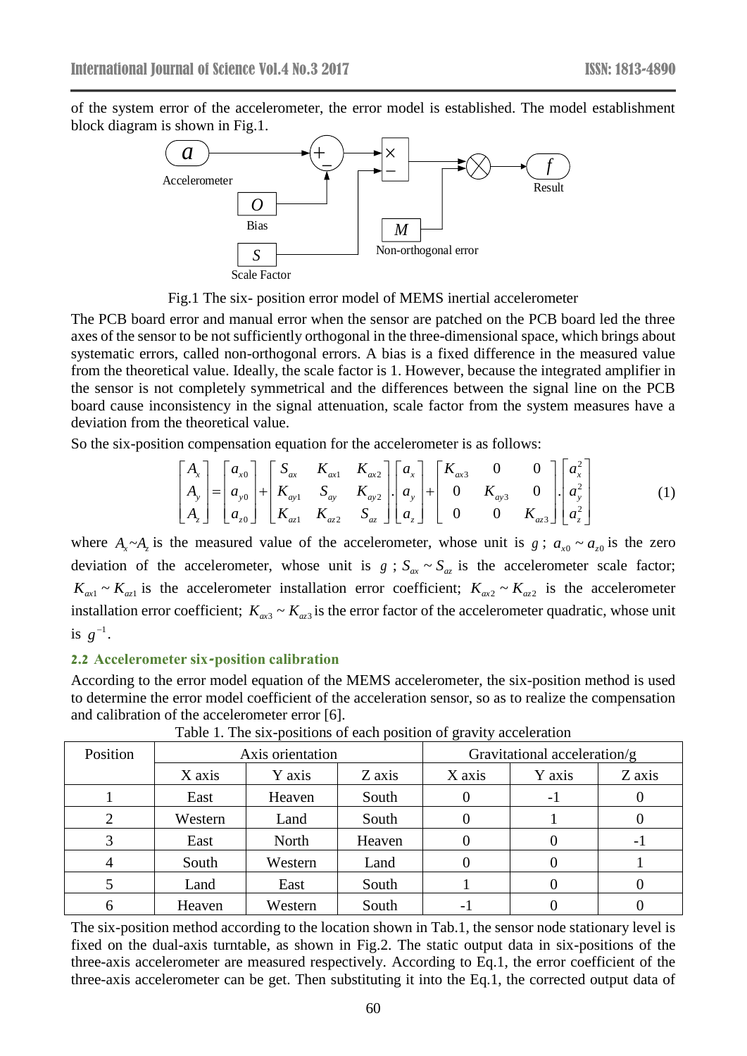of the system error of the accelerometer, the error model is established. The model establishment block diagram is shown in Fig.1.

Fig.1 The six- position error model of MEMS inertial accelerometer

The PCB board error and manual error when the sensor are patched on the PCB board led the three axes of the sensor to be not sufficiently orthogonal in the three-dimensional space, which brings about systematic errors, called non-orthogonal errors. A bias is a fixed difference in the measured value from the theoretical value. Ideally, the scale factor is 1. However, because the integrated amplifier in the sensor is not completely symmetrical and the differences between the signal line on the PCB board cause inconsistency in the signal attenuation, scale factor from the system measures have a deviation from the theoretical value.

So the six-position compensation equation for the accelerometer is as follows:

$$\begin{bmatrix} A_x \\ A_y \\ A_z \end{bmatrix} = \begin{bmatrix} a_{x0} \\ a_{y0} \\ a_{z0} \end{bmatrix} + \begin{bmatrix} S_{ax} & K_{ax1} & K_{ax2} \\ K_{ay1} & S_{ay} & K_{ay2} \\ K_{az1} & K_{az2} & S_{az} \end{bmatrix} \cdot \begin{bmatrix} a_x \\ a_y \\ a_z \end{bmatrix} + \begin{bmatrix} K_{ax3} & 0 & 0 \\ 0 & K_{ay3} & 0 \\ 0 & 0 & K_{az3} \end{bmatrix} \cdot \begin{bmatrix} a_x^2 \\ a_y^2 \\ a_z^2 \end{bmatrix} \tag{1}$$

where $A_x$~$A_z$ is the measured value of the accelerometer, whose unit is $g$; $a_{x0} \sim a_{z0}$ is the zero deviation of the accelerometer, whose unit is $g$; $S_{ax} \sim S_{az}$ is the accelerometer scale factor; $K_{ax1} \sim K_{az1}$ is the accelerometer installation error coefficient; $K_{ax2} \sim K_{az2}$ is the accelerometer installation error coefficient; $K_{ax3} \sim K_{az3}$ is the error factor of the accelerometer quadratic, whose unit is $g^{-1}$.

### 2.2 Accelerometer six-position calibration

According to the error model equation of the MEMS accelerometer, the six-position method is used to determine the error model coefficient of the acceleration sensor, so as to realize the compensation and calibration of the accelerometer error [6].

Table 1. The six-positions of each position of gravity acceleration

| Position | Axis orientation | | | Gravitational acceleration/g | | |
|---|---|---|---|---|---|---|
| | X axis | Y axis | Z axis | X axis | Y axis | Z axis |
| 1 | East | Heaven | South | 0 | -1 | 0 |
| 2 | Western | Land | South | 0 | 1 | 0 |
| 3 | East | North | Heaven | 0 | 0 | -1 |
| 4 | South | Western | Land | 0 | 0 | 1 |
| 5 | Land | East | South | 1 | 0 | 0 |
| 6 | Heaven | Western | South | -1 | 0 | 0 |

The six-position method according to the location shown in Tab.1, the sensor node stationary level is fixed on the dual-axis turntable, as shown in Fig.2. The static output data in six-positions of the three-axis accelerometer are measured respectively. According to Eq.1, the error coefficient of the three-axis accelerometer can be get. Then substituting it into the Eq.1, the corrected output data of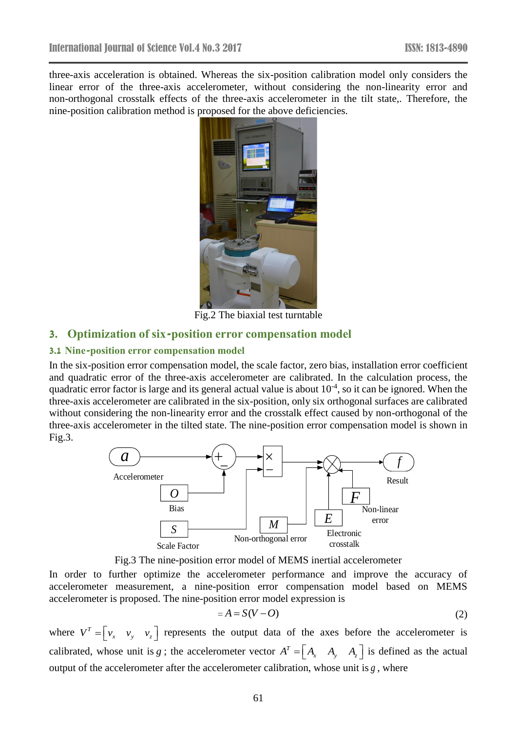three-axis acceleration is obtained. Whereas the six-position calibration model only considers the linear error of the three-axis accelerometer, without considering the non-linearity error and non-orthogonal crosstalk effects of the three-axis accelerometer in the tilt state,. Therefore, the nine-position calibration method is proposed for the above deficiencies.

Fig.2 The biaxial test turntable

## 3. Optimization of six-position error compensation model

### 3.1 Nine-position error compensation model

In the six-position error compensation model, the scale factor, zero bias, installation error coefficient and quadratic error of the three-axis accelerometer are calibrated. In the calculation process, the quadratic error factor is large and its general actual value is about $10^{-4}$, so it can be ignored. When the three-axis accelerometer are calibrated in the six-position, only six orthogonal surfaces are calibrated without considering the non-linearity error and the crosstalk effect caused by non-orthogonal of the three-axis accelerometer in the tilted state. The nine-position error compensation model is shown in Fig.3.

Fig.3 The nine-position error model of MEMS inertial accelerometer

In order to further optimize the accelerometer performance and improve the accuracy of accelerometer measurement, a nine-position error compensation model based on MEMS accelerometer is proposed. The nine-position error model expression is

$$A = S(V - O) \tag{2}$$

where $V^T = \begin{bmatrix} v_x & v_y & v_z \end{bmatrix}$ represents the output data of the axes before the accelerometer is calibrated, whose unit is $g$; the accelerometer vector $A^T = \begin{bmatrix} A_x & A_y & A_z \end{bmatrix}$ is defined as the actual output of the accelerometer after the accelerometer calibration, whose unit is $g$, where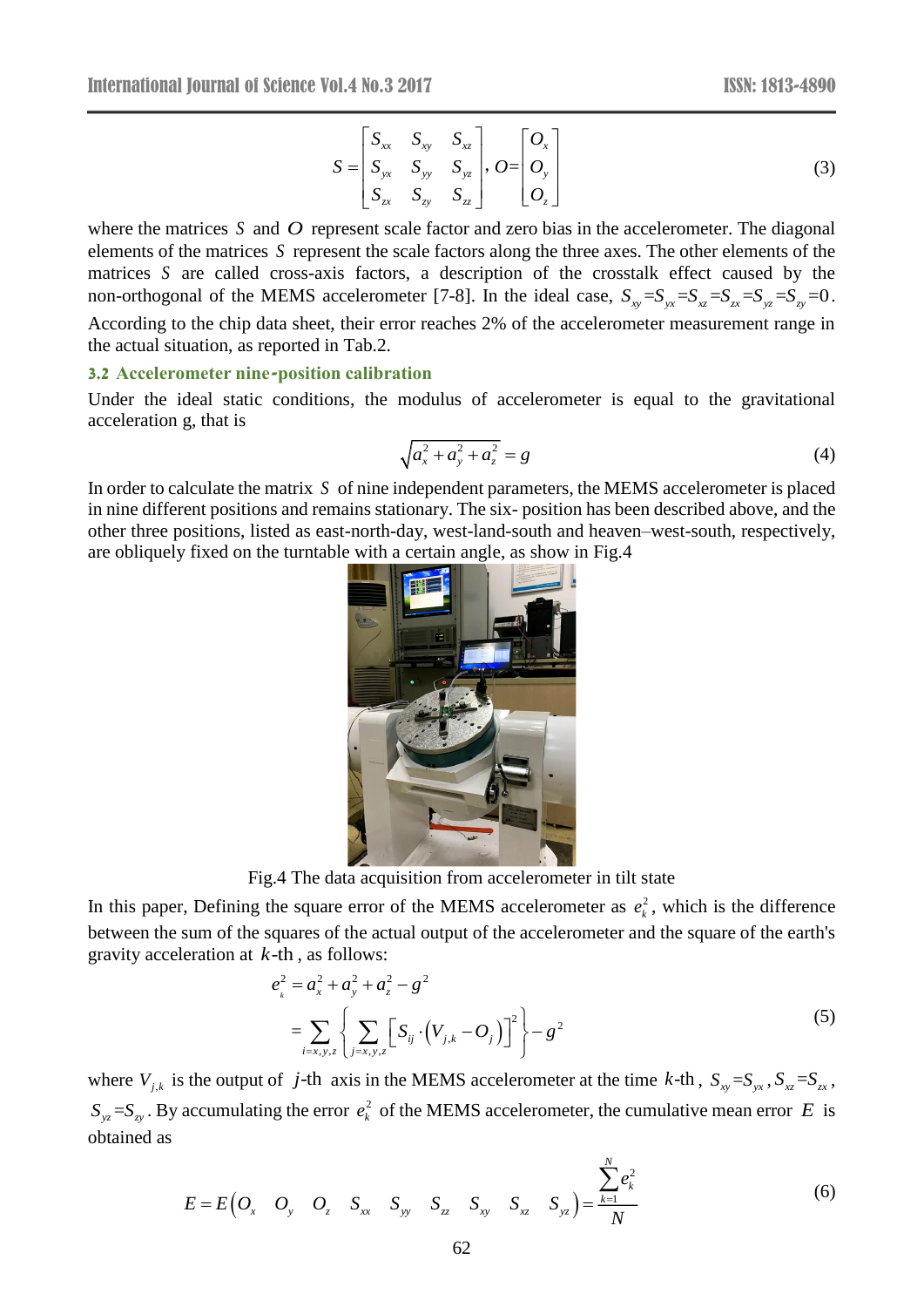$$S = \begin{bmatrix} S_{xx} & S_{xy} & S_{xz} \\ S_{yx} & S_{yy} & S_{yz} \\ S_{zx} & S_{zy} & S_{zz} \end{bmatrix}, O = \begin{bmatrix} O_x \\ O_y \\ O_z \end{bmatrix} \tag{3}$$

where the matrices $S$ and $O$ represent scale factor and zero bias in the accelerometer. The diagonal elements of the matrices $S$ represent the scale factors along the three axes. The other elements of the matrices $S$ are called cross-axis factors, a description of the crosstalk effect caused by the non-orthogonal of the MEMS accelerometer [7-8]. In the ideal case, $S_{xy}=S_{yx}=S_{xz}=S_{zx}=S_{yz}=S_{zy}=0$. According to the chip data sheet, their error reaches 2% of the accelerometer measurement range in the actual situation, as reported in Tab.2.

### 3.2 Accelerometer nine-position calibration

Under the ideal static conditions, the modulus of accelerometer is equal to the gravitational acceleration g, that is

$$\sqrt{a_x^2 + a_y^2 + a_z^2} = g \tag{4}$$

In order to calculate the matrix $S$ of nine independent parameters, the MEMS accelerometer is placed in nine different positions and remains stationary. The six- position has been described above, and the other three positions, listed as east-north-day, west-land-south and heaven–west-south, respectively, are obliquely fixed on the turntable with a certain angle, as show in Fig.4

Fig.4 The data acquisition from accelerometer in tilt state

In this paper, Defining the square error of the MEMS accelerometer as $e_k^2$, which is the difference between the sum of the squares of the actual output of the accelerometer and the square of the earth's gravity acceleration at $k$-th , as follows:

$$\begin{aligned} e_k^2 &= a_x^2 + a_y^2 + a_z^2 - g^2 \\ &= \sum_{i=x,y,z} \left\{ \sum_{j=x,y,z} \left[ S_{ij} \cdot \left( V_{j,k} - O_j \right) \right]^2 \right\} - g^2 \end{aligned} \tag{5}$$

where $V_{j,k}$ is the output of $j$-th axis in the MEMS accelerometer at the time $k$-th , $S_{xy}=S_{yx}$, $S_{xz}=S_{zx}$, $S_{yz}=S_{zy}$. By accumulating the error $e_k^2$ of the MEMS accelerometer, the cumulative mean error $E$ is obtained as

$$E = E\left(O_x \quad O_y \quad O_z \quad S_{xx} \quad S_{yy} \quad S_{zz} \quad S_{xy} \quad S_{xz} \quad S_{yz}\right) = \frac{\sum_{k=1}^{N} e_k^2}{N} \tag{6}$$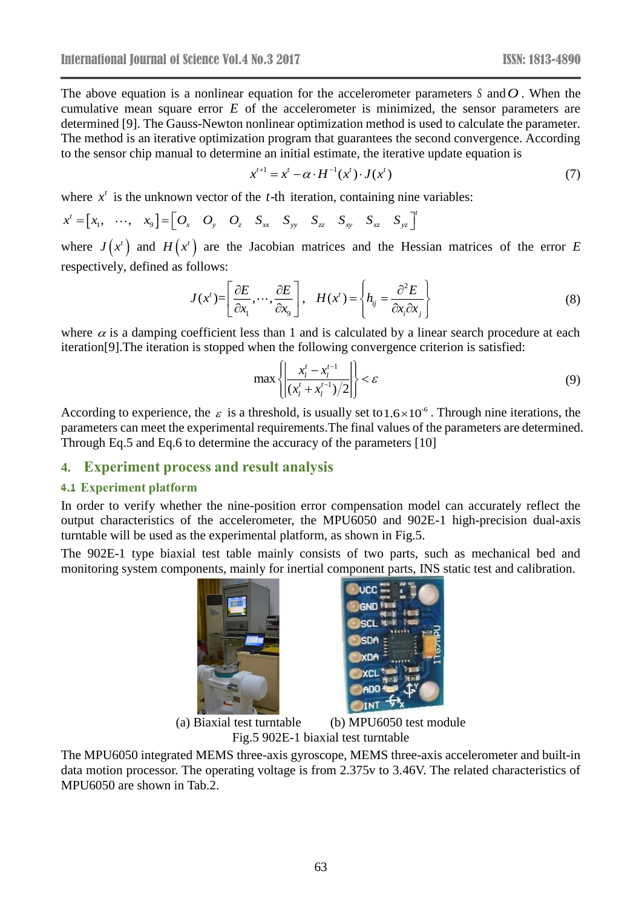The above equation is a nonlinear equation for the accelerometer parameters $S$ and $O$. When the cumulative mean square error $E$ of the accelerometer is minimized, the sensor parameters are determined [9]. The Gauss-Newton nonlinear optimization method is used to calculate the parameter. The method is an iterative optimization program that guarantees the second convergence. According to the sensor chip manual to determine an initial estimate, the iterative update equation is

$$x^{t+1} = x^{t} - \alpha \cdot H^{-1}(x^{t}) \cdot J(x^{t}) \tag{7}$$

where $x^{t}$ is the unknown vector of the $t$-th iteration, containing nine variables:

$$x^{t} = \begin{bmatrix} x_1, & \cdots, & x_9 \end{bmatrix} = \begin{bmatrix} O_x & O_y & O_z & S_{xx} & S_{yy} & S_{zz} & S_{xy} & S_{xz} & S_{yz} \end{bmatrix}^{t}$$

where $J(x^{t})$ and $H(x^{t})$ are the Jacobian matrices and the Hessian matrices of the error $E$ respectively, defined as follows:

$$J(x^{t}) = \left[\frac{\partial E}{\partial x_1}, \cdots, \frac{\partial E}{\partial x_9}\right], \quad H(x^{t}) = \left\{ h_{ij} = \frac{\partial^2 E}{\partial x_i \partial x_j} \right\} \tag{8}$$

where $\alpha$ is a damping coefficient less than 1 and is calculated by a linear search procedure at each iteration[9].The iteration is stopped when the following convergence criterion is satisfied:

$$\max\left\{ \left| \frac{x_l^{t} - x_l^{t-1}}{(x_l^{t} + x_l^{t-1})/2} \right| \right\} < \varepsilon \tag{9}$$

According to experience, the $\varepsilon$ is a threshold, is usually set to $1.6\times10^{-6}$. Through nine iterations, the parameters can meet the experimental requirements.The final values of the parameters are determined. Through Eq.5 and Eq.6 to determine the accuracy of the parameters [10]

## 4. Experiment process and result analysis

### 4.1 Experiment platform

In order to verify whether the nine-position error compensation model can accurately reflect the output characteristics of the accelerometer, the MPU6050 and 902E-1 high-precision dual-axis turntable will be used as the experimental platform, as shown in Fig.5.

The 902E-1 type biaxial test table mainly consists of two parts, such as mechanical bed and monitoring system components, mainly for inertial component parts, INS static test and calibration.

(a) Biaxial test turntable (b) MPU6050 test module

Fig.5 902E-1 biaxial test turntable

The MPU6050 integrated MEMS three-axis gyroscope, MEMS three-axis accelerometer and built-in data motion processor. The operating voltage is from 2.375v to 3.46V. The related characteristics of MPU6050 are shown in Tab.2.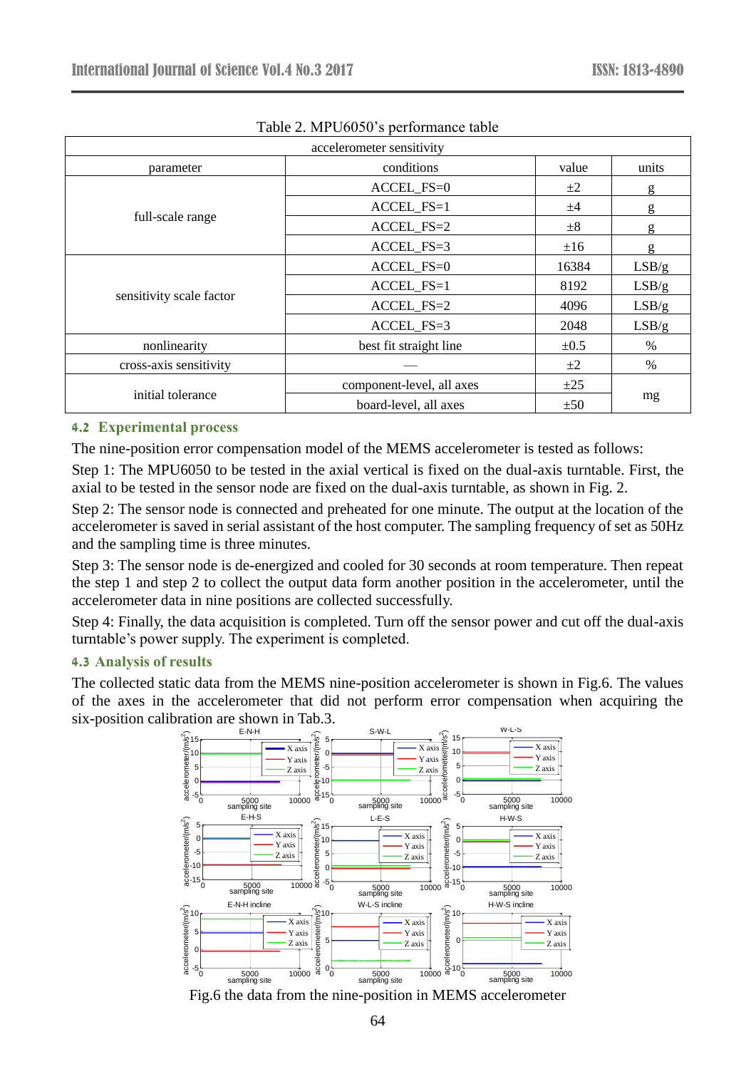Table 2. MPU6050's performance table

| accelerometer sensitivity | | | |
|---|---|---|---|
| parameter | conditions | value | units |
| full-scale range | ACCEL_FS=0 | ±2 | g |
| | ACCEL_FS=1 | ±4 | g |
| | ACCEL_FS=2 | ±8 | g |
| | ACCEL_FS=3 | ±16 | g |
| sensitivity scale factor | ACCEL_FS=0 | 16384 | LSB/g |
| | ACCEL_FS=1 | 8192 | LSB/g |
| | ACCEL_FS=2 | 4096 | LSB/g |
| | ACCEL_FS=3 | 2048 | LSB/g |
| nonlinearity | best fit straight line | ±0.5 | % |
| cross-axis sensitivity | — | ±2 | % |
| initial tolerance | component-level, all axes | ±25 | mg |
| | board-level, all axes | ±50 | |

## 4.2 Experimental process

The nine-position error compensation model of the MEMS accelerometer is tested as follows:

Step 1: The MPU6050 to be tested in the axial vertical is fixed on the dual-axis turntable. First, the axial to be tested in the sensor node are fixed on the dual-axis turntable, as shown in Fig. 2.

Step 2: The sensor node is connected and preheated for one minute. The output at the location of the accelerometer is saved in serial assistant of the host computer. The sampling frequency of set as 50Hz and the sampling time is three minutes.

Step 3: The sensor node is de-energized and cooled for 30 seconds at room temperature. Then repeat the step 1 and step 2 to collect the output data form another position in the accelerometer, until the accelerometer data in nine positions are collected successfully.

Step 4: Finally, the data acquisition is completed. Turn off the sensor power and cut off the dual-axis turntable's power supply. The experiment is completed.

## 4.3 Analysis of results

The collected static data from the MEMS nine-position accelerometer is shown in Fig.6. The values of the axes in the accelerometer that did not perform error compensation when acquiring the six-position calibration are shown in Tab.3.

Fig.6 the data from the nine-position in MEMS accelerometer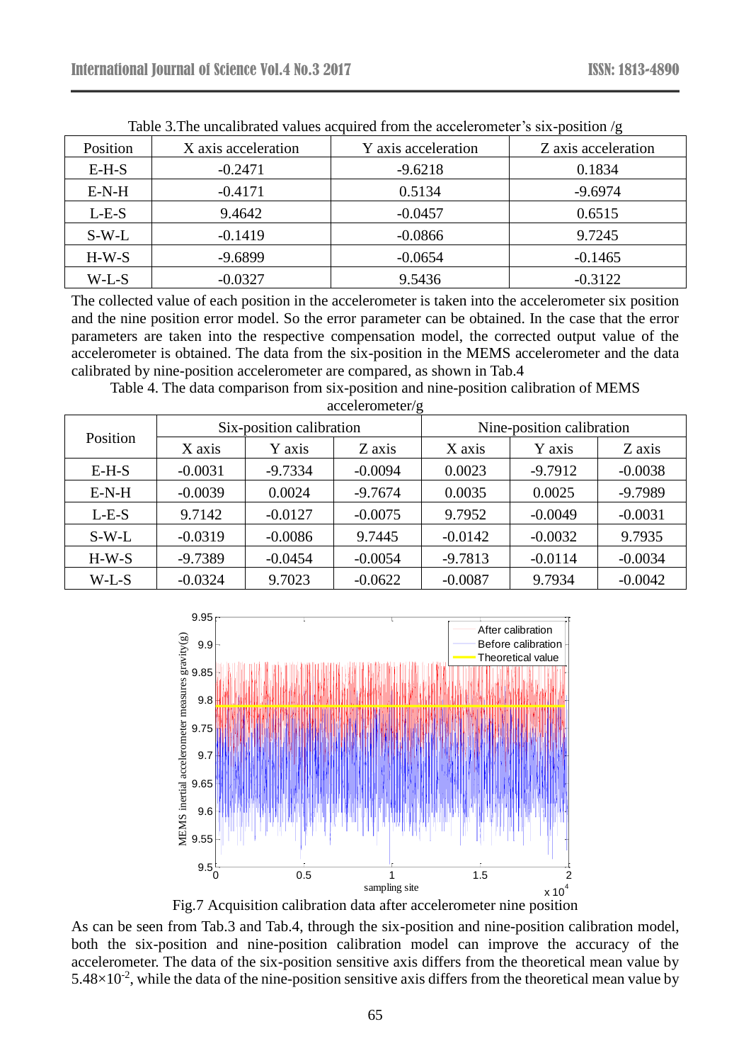Table 3.The uncalibrated values acquired from the accelerometer's six-position /g

| Position | X axis acceleration | Y axis acceleration | Z axis acceleration |
|---|---|---|---|
| E-H-S | -0.2471 | -9.6218 | 0.1834 |
| E-N-H | -0.4171 | 0.5134 | -9.6974 |
| L-E-S | 9.4642 | -0.0457 | 0.6515 |
| S-W-L | -0.1419 | -0.0866 | 9.7245 |
| H-W-S | -9.6899 | -0.0654 | -0.1465 |
| W-L-S | -0.0327 | 9.5436 | -0.3122 |

The collected value of each position in the accelerometer is taken into the accelerometer six position and the nine position error model. So the error parameter can be obtained. In the case that the error parameters are taken into the respective compensation model, the corrected output value of the accelerometer is obtained. The data from the six-position in the MEMS accelerometer and the data calibrated by nine-position accelerometer are compared, as shown in Tab.4

Table 4. The data comparison from six-position and nine-position calibration of MEMS accelerometer/g

| Position | Six-position calibration | | | Nine-position calibration | | |
|---|---|---|---|---|---|---|
| | X axis | Y axis | Z axis | X axis | Y axis | Z axis |
| E-H-S | -0.0031 | -9.7334 | -0.0094 | 0.0023 | -9.7912 | -0.0038 |
| E-N-H | -0.0039 | 0.0024 | -9.7674 | 0.0035 | 0.0025 | -9.7989 |
| L-E-S | 9.7142 | -0.0127 | -0.0075 | 9.7952 | -0.0049 | -0.0031 |
| S-W-L | -0.0319 | -0.0086 | 9.7445 | -0.0142 | -0.0032 | 9.7935 |
| H-W-S | -9.7389 | -0.0454 | -0.0054 | -9.7813 | -0.0114 | -0.0034 |
| W-L-S | -0.0324 | 9.7023 | -0.0622 | -0.0087 | 9.7934 | -0.0042 |

Fig.7 Acquisition calibration data after accelerometer nine position

As can be seen from Tab.3 and Tab.4, through the six-position and nine-position calibration model, both the six-position and nine-position calibration model can improve the accuracy of the accelerometer. The data of the six-position sensitive axis differs from the theoretical mean value by $5.48\times10^{-2}$, while the data of the nine-position sensitive axis differs from the theoretical mean value by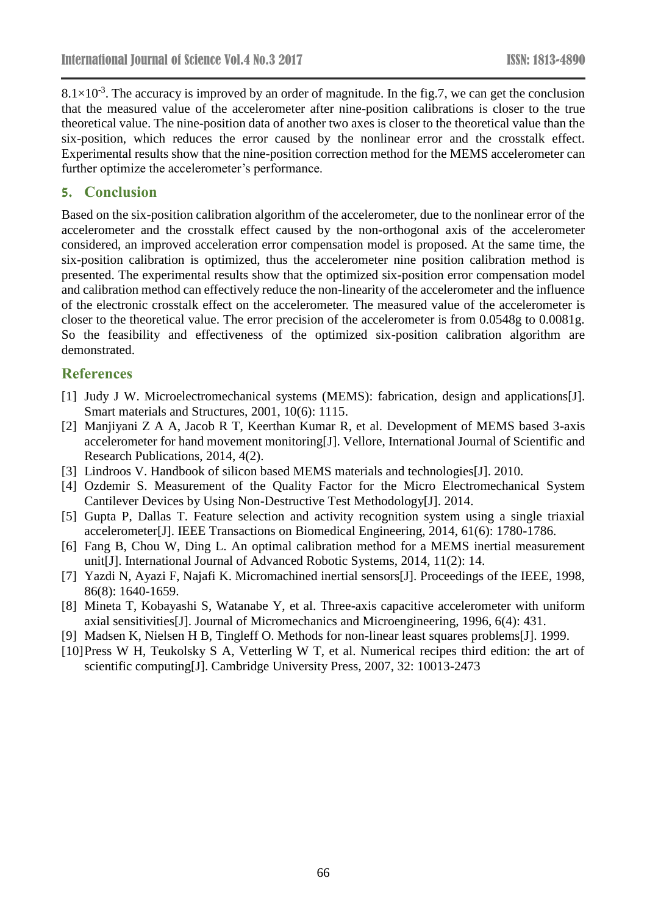$8.1 \times 10^{-3}$. The accuracy is improved by an order of magnitude. In the fig.7, we can get the conclusion that the measured value of the accelerometer after nine-position calibrations is closer to the true theoretical value. The nine-position data of another two axes is closer to the theoretical value than the six-position, which reduces the error caused by the nonlinear error and the crosstalk effect. Experimental results show that the nine-position correction method for the MEMS accelerometer can further optimize the accelerometer's performance.

## 5. Conclusion

Based on the six-position calibration algorithm of the accelerometer, due to the nonlinear error of the accelerometer and the crosstalk effect caused by the non-orthogonal axis of the accelerometer considered, an improved acceleration error compensation model is proposed. At the same time, the six-position calibration is optimized, thus the accelerometer nine position calibration method is presented. The experimental results show that the optimized six-position error compensation model and calibration method can effectively reduce the non-linearity of the accelerometer and the influence of the electronic crosstalk effect on the accelerometer. The measured value of the accelerometer is closer to the theoretical value. The error precision of the accelerometer is from 0.0548g to 0.0081g. So the feasibility and effectiveness of the optimized six-position calibration algorithm are demonstrated.

## References

[1] Judy J W. Microelectromechanical systems (MEMS): fabrication, design and applications[J]. Smart materials and Structures, 2001, 10(6): 1115.

[2] Manjiyani Z A A, Jacob R T, Keerthan Kumar R, et al. Development of MEMS based 3-axis accelerometer for hand movement monitoring[J]. Vellore, International Journal of Scientific and Research Publications, 2014, 4(2).

[3] Lindroos V. Handbook of silicon based MEMS materials and technologies[J]. 2010.

[4] Ozdemir S. Measurement of the Quality Factor for the Micro Electromechanical System Cantilever Devices by Using Non-Destructive Test Methodology[J]. 2014.

[5] Gupta P, Dallas T. Feature selection and activity recognition system using a single triaxial accelerometer[J]. IEEE Transactions on Biomedical Engineering, 2014, 61(6): 1780-1786.

[6] Fang B, Chou W, Ding L. An optimal calibration method for a MEMS inertial measurement unit[J]. International Journal of Advanced Robotic Systems, 2014, 11(2): 14.

[7] Yazdi N, Ayazi F, Najafi K. Micromachined inertial sensors[J]. Proceedings of the IEEE, 1998, 86(8): 1640-1659.

[8] Mineta T, Kobayashi S, Watanabe Y, et al. Three-axis capacitive accelerometer with uniform axial sensitivities[J]. Journal of Micromechanics and Microengineering, 1996, 6(4): 431.

[9] Madsen K, Nielsen H B, Tingleff O. Methods for non-linear least squares problems[J]. 1999.

[10] Press W H, Teukolsky S A, Vetterling W T, et al. Numerical recipes third edition: the art of scientific computing[J]. Cambridge University Press, 2007, 32: 10013-2473